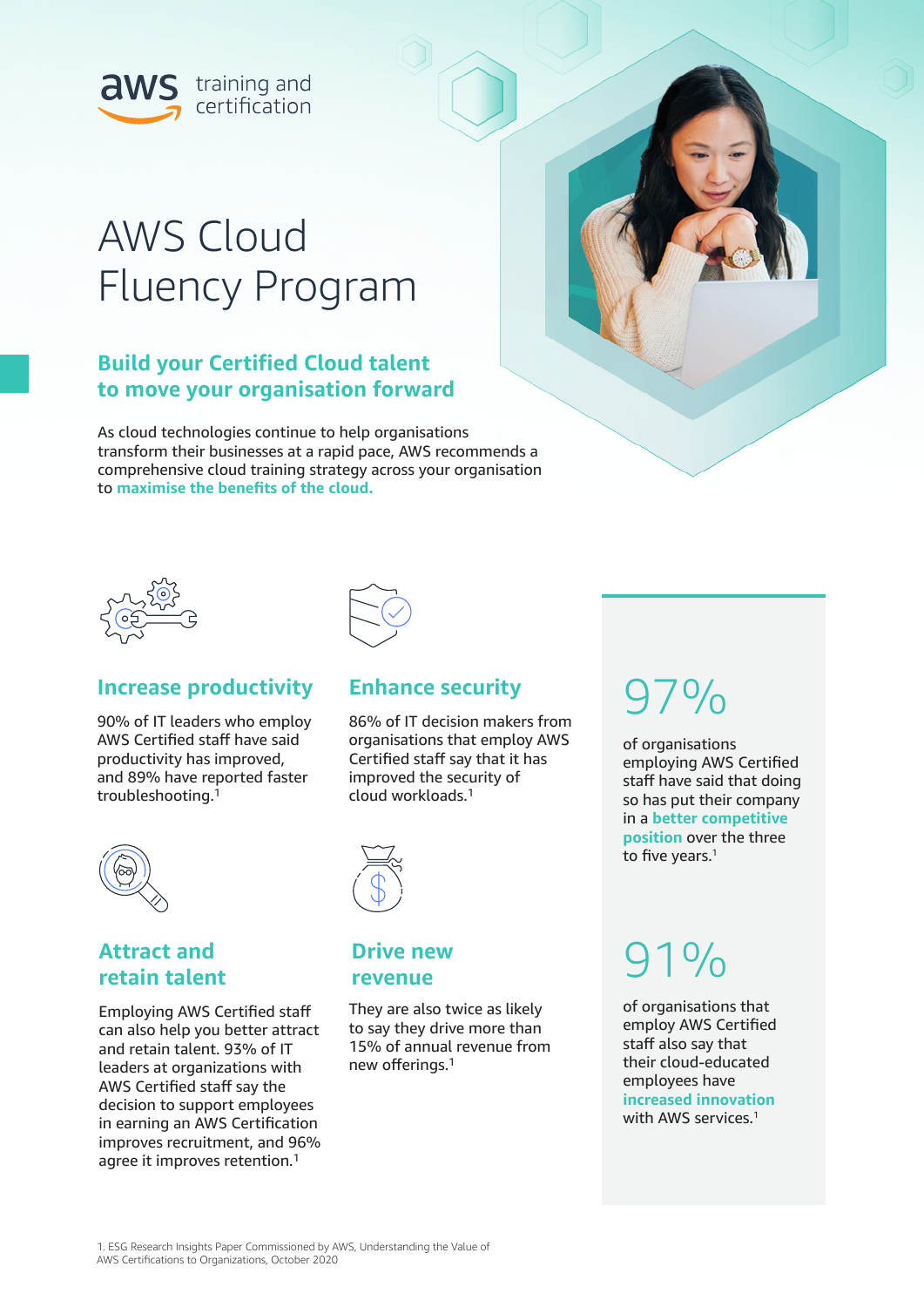aws training and certification

# AWS Cloud Fluency Program

## Build your Certified Cloud talent to move your organisation forward

As cloud technologies continue to help organisations transform their businesses at a rapid pace, AWS recommends a comprehensive cloud training strategy across your organisation to **maximise the benefits of the cloud.**

### Increase productivity

90% of IT leaders who employ AWS Certified staff have said productivity has improved, and 89% have reported faster troubleshooting.[1]

### Enhance security

86% of IT decision makers from organisations that employ AWS Certified staff say that it has improved the security of cloud workloads.[1]

### Attract and retain talent

Employing AWS Certified staff can also help you better attract and retain talent. 93% of IT leaders at organizations with AWS Certified staff say the decision to support employees in earning an AWS Certification improves recruitment, and 96% agree it improves retention.[1]

### Drive new revenue

They are also twice as likely to say they drive more than 15% of annual revenue from new offerings.[1]

## 97%

of organisations employing AWS Certified staff have said that doing so has put their company in a **better competitive position** over the three to five years.[1]

## 91%

of organisations that employ AWS Certified staff also say that their cloud-educated employees have **increased innovation** with AWS services.[1]

1. ESG Research Insights Paper Commissioned by AWS, Understanding the Value of AWS Certifications to Organizations, October 2020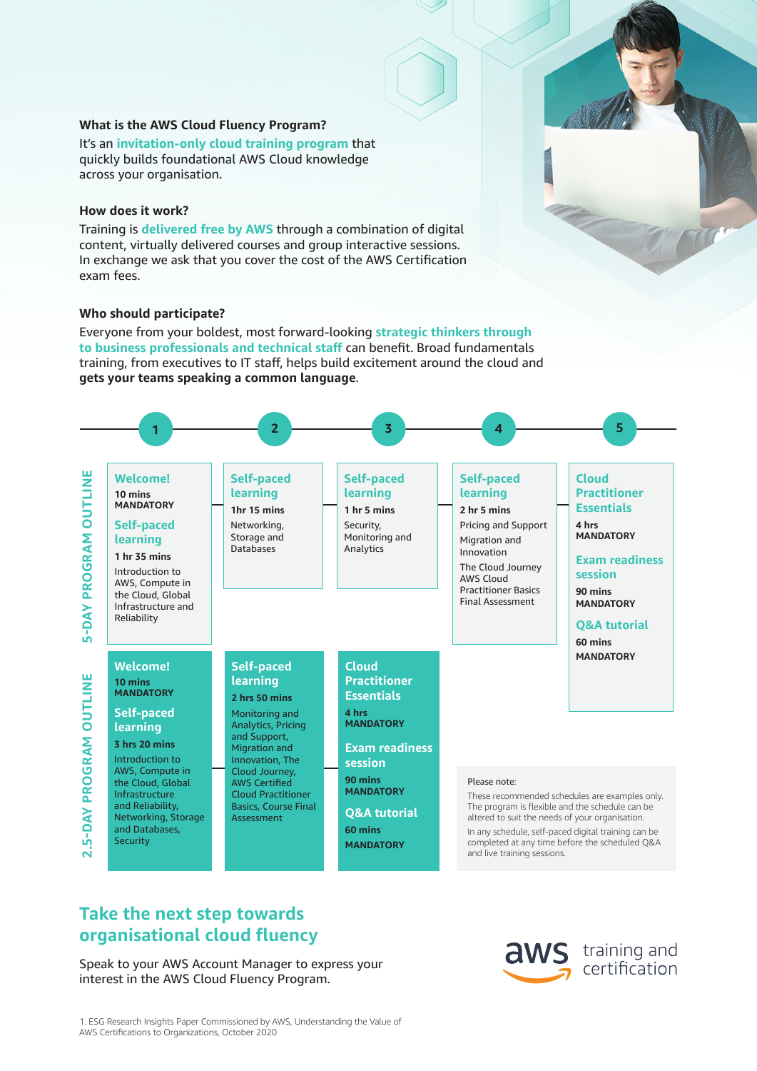### What is the AWS Cloud Fluency Program?

It's an **invitation-only cloud training program** that quickly builds foundational AWS Cloud knowledge across your organisation.

### How does it work?

Training is **delivered free by AWS** through a combination of digital content, virtually delivered courses and group interactive sessions. In exchange we ask that you cover the cost of the AWS Certification exam fees.

### Who should participate?

Everyone from your boldest, most forward-looking **strategic thinkers through to business professionals and technical staff** can benefit. Broad fundamentals training, from executives to IT staff, helps build excitement around the cloud and **gets your teams speaking a common language**.

## 5-DAY PROGRAM OUTLINE

| 1 | 2 | 3 | 4 | 5 |
|---|---|---|---|---|
| **Welcome!** 10 mins MANDATORY<br>**Self-paced learning** 1 hr 35 mins<br>Introduction to AWS, Compute in the Cloud, Global Infrastructure and Reliability | **Self-paced learning** 1hr 15 mins<br>Networking, Storage and Databases | **Self-paced learning** 1 hr 5 mins<br>Security, Monitoring and Analytics | **Self-paced learning** 2 hr 5 mins<br>Pricing and Support<br>Migration and Innovation<br>The Cloud Journey AWS Cloud Practitioner Basics Final Assessment | **Cloud Practitioner Essentials** 4 hrs MANDATORY<br>**Exam readiness session** 90 mins MANDATORY<br>**Q&A tutorial** 60 mins MANDATORY |

## 2.5-DAY PROGRAM OUTLINE

| 1 | 2 | 3 |
|---|---|---|
| **Welcome!** 10 mins MANDATORY<br>**Self-paced learning** 3 hrs 20 mins<br>Introduction to AWS, Compute in the Cloud, Global Infrastructure and Reliability, Networking, Storage and Databases, Security | **Self-paced learning** 2 hrs 50 mins<br>Monitoring and Analytics, Pricing and Support, Migration and Innovation, The Cloud Journey, AWS Certified Cloud Practitioner Basics, Course Final Assessment | **Cloud Practitioner Essentials** 4 hrs MANDATORY<br>**Exam readiness session** 90 mins MANDATORY<br>**Q&A tutorial** 60 mins MANDATORY |

Please note:

These recommended schedules are examples only. The program is flexible and the schedule can be altered to suit the needs of your organisation.

In any schedule, self-paced digital training can be completed at any time before the scheduled Q&A and live training sessions.

## Take the next step towards organisational cloud fluency

Speak to your AWS Account Manager to express your interest in the AWS Cloud Fluency Program.

aws training and certification

1. ESG Research Insights Paper Commissioned by AWS, Understanding the Value of AWS Certifications to Organizations, October 2020